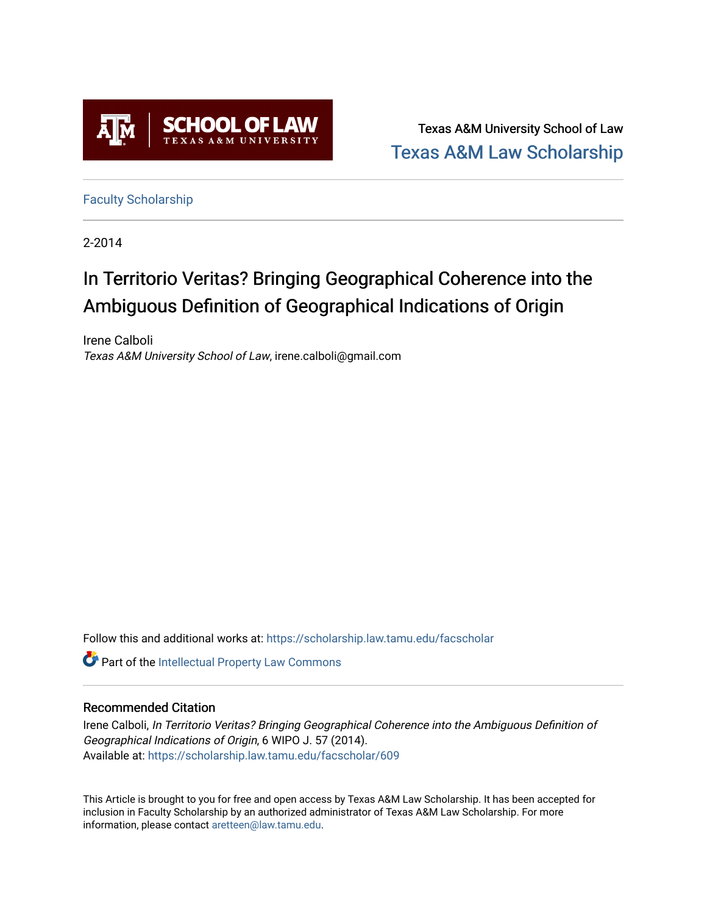Texas A&M University School of Law

Texas A&M Law Scholarship

Faculty Scholarship

2-2014

# In Territorio Veritas? Bringing Geographical Coherence into the Ambiguous Definition of Geographical Indications of Origin

Irene Calboli

*Texas A&M University School of Law*, irene.calboli@gmail.com

Follow this and additional works at: https://scholarship.law.tamu.edu/facscholar

Part of the Intellectual Property Law Commons

## Recommended Citation

Irene Calboli, *In Territorio Veritas? Bringing Geographical Coherence into the Ambiguous Definition of Geographical Indications of Origin*, 6 WIPO J. 57 (2014).

Available at: https://scholarship.law.tamu.edu/facscholar/609

This Article is brought to you for free and open access by Texas A&M Law Scholarship. It has been accepted for inclusion in Faculty Scholarship by an authorized administrator of Texas A&M Law Scholarship. For more information, please contact aretteen@law.tamu.edu.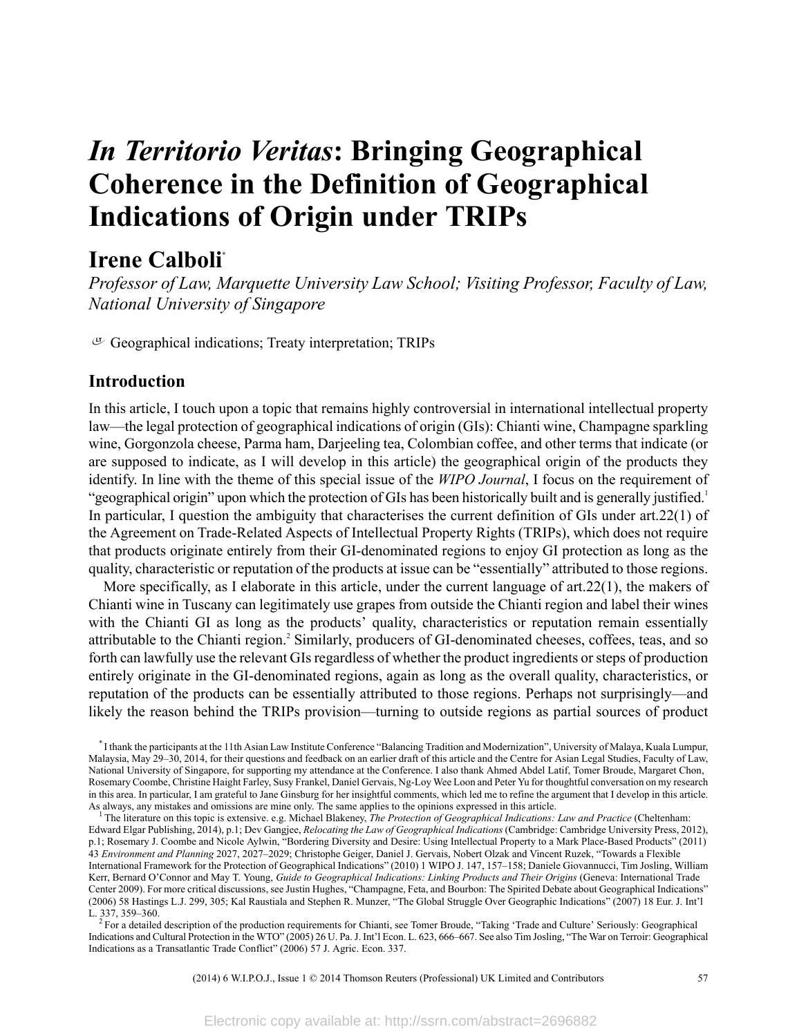# *In Territorio Veritas*: Bringing Geographical Coherence in the Definition of Geographical Indications of Origin under TRIPs

## Irene Calboli[*]

*Professor of Law, Marquette University Law School; Visiting Professor, Faculty of Law, National University of Singapore*

Geographical indications; Treaty interpretation; TRIPs

## Introduction

In this article, I touch upon a topic that remains highly controversial in international intellectual property law—the legal protection of geographical indications of origin (GIs): Chianti wine, Champagne sparkling wine, Gorgonzola cheese, Parma ham, Darjeeling tea, Colombian coffee, and other terms that indicate (or are supposed to indicate, as I will develop in this article) the geographical origin of the products they identify. In line with the theme of this special issue of the *WIPO Journal*, I focus on the requirement of "geographical origin" upon which the protection of GIs has been historically built and is generally justified.[1] In particular, I question the ambiguity that characterises the current definition of GIs under art.22(1) of the Agreement on Trade-Related Aspects of Intellectual Property Rights (TRIPs), which does not require that products originate entirely from their GI-denominated regions to enjoy GI protection as long as the quality, characteristic or reputation of the products at issue can be "essentially" attributed to those regions.

More specifically, as I elaborate in this article, under the current language of art.22(1), the makers of Chianti wine in Tuscany can legitimately use grapes from outside the Chianti region and label their wines with the Chianti GI as long as the products' quality, characteristics or reputation remain essentially attributable to the Chianti region.[2] Similarly, producers of GI-denominated cheeses, coffees, teas, and so forth can lawfully use the relevant GIs regardless of whether the product ingredients or steps of production entirely originate in the GI-denominated regions, again as long as the overall quality, characteristics, or reputation of the products can be essentially attributed to those regions. Perhaps not surprisingly—and likely the reason behind the TRIPs provision—turning to outside regions as partial sources of product

[*] I thank the participants at the 11th Asian Law Institute Conference "Balancing Tradition and Modernization", University of Malaya, Kuala Lumpur, Malaysia, May 29–30, 2014, for their questions and feedback on an earlier draft of this article and the Centre for Asian Legal Studies, Faculty of Law, National University of Singapore, for supporting my attendance at the Conference. I also thank Ahmed Abdel Latif, Tomer Broude, Margaret Chon, Rosemary Coombe, Christine Haight Farley, Susy Frankel, Daniel Gervais, Ng-Loy Wee Loon and Peter Yu for thoughtful conversation on my research in this area. In particular, I am grateful to Jane Ginsburg for her insightful comments, which led me to refine the argument that I develop in this article. As always, any mistakes and omissions are mine only. The same applies to the opinions expressed in this article.

[1] The literature on this topic is extensive. e.g. Michael Blakeney, *The Protection of Geographical Indications: Law and Practice* (Cheltenham: Edward Elgar Publishing, 2014), p.1; Dev Gangjee, *Relocating the Law of Geographical Indications* (Cambridge: Cambridge University Press, 2012), p.1; Rosemary J. Coombe and Nicole Aylwin, "Bordering Diversity and Desire: Using Intellectual Property to a Mark Place-Based Products" (2011) 43 *Environment and Planning* 2027, 2027–2029; Christophe Geiger, Daniel J. Gervais, Nobert Olzak and Vincent Ruzek, "Towards a Flexible International Framework for the Protection of Geographical Indications" (2010) 1 WIPO J. 147, 157–158; Daniele Giovannucci, Tim Josling, William Kerr, Bernard O'Connor and May T. Young, *Guide to Geographical Indications: Linking Products and Their Origins* (Geneva: International Trade Center 2009). For more critical discussions, see Justin Hughes, "Champagne, Feta, and Bourbon: The Spirited Debate about Geographical Indications" (2006) 58 Hastings L.J. 299, 305; Kal Raustiala and Stephen R. Munzer, "The Global Struggle Over Geographic Indications" (2007) 18 Eur. J. Int'l L. 337, 359–360.

[2] For a detailed description of the production requirements for Chianti, see Tomer Broude, "Taking 'Trade and Culture' Seriously: Geographical Indications and Cultural Protection in the WTO" (2005) 26 U. Pa. J. Int'l Econ. L. 623, 666–667. See also Tim Josling, "The War on Terroir: Geographical Indications as a Transatlantic Trade Conflict" (2006) 57 J. Agric. Econ. 337.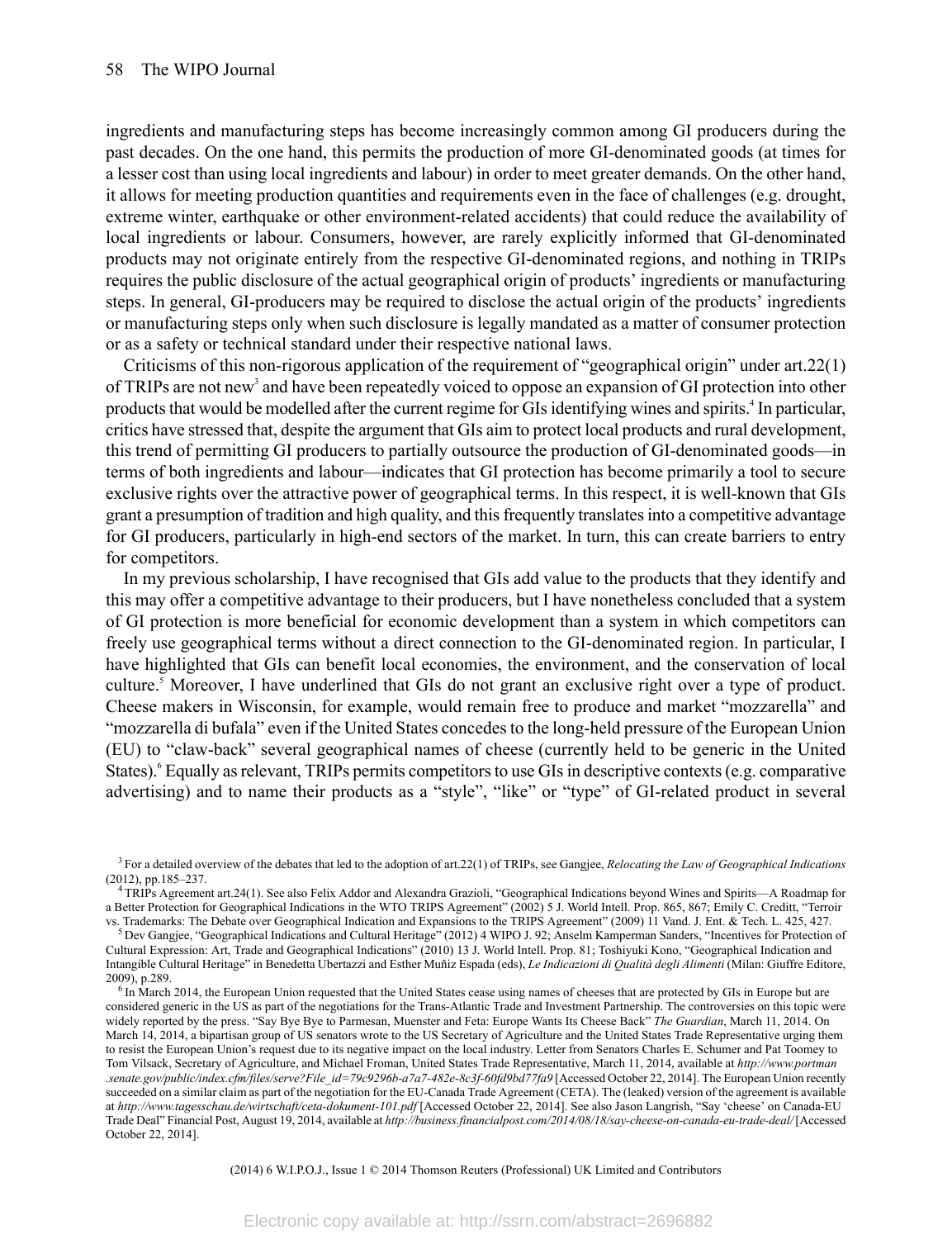ingredients and manufacturing steps has become increasingly common among GI producers during the past decades. On the one hand, this permits the production of more GI-denominated goods (at times for a lesser cost than using local ingredients and labour) in order to meet greater demands. On the other hand, it allows for meeting production quantities and requirements even in the face of challenges (e.g. drought, extreme winter, earthquake or other environment-related accidents) that could reduce the availability of local ingredients or labour. Consumers, however, are rarely explicitly informed that GI-denominated products may not originate entirely from the respective GI-denominated regions, and nothing in TRIPs requires the public disclosure of the actual geographical origin of products' ingredients or manufacturing steps. In general, GI-producers may be required to disclose the actual origin of the products' ingredients or manufacturing steps only when such disclosure is legally mandated as a matter of consumer protection or as a safety or technical standard under their respective national laws.

Criticisms of this non-rigorous application of the requirement of "geographical origin" under art.22(1) of TRIPs are not new[3] and have been repeatedly voiced to oppose an expansion of GI protection into other products that would be modelled after the current regime for GIs identifying wines and spirits.[4] In particular, critics have stressed that, despite the argument that GIs aim to protect local products and rural development, this trend of permitting GI producers to partially outsource the production of GI-denominated goods—in terms of both ingredients and labour—indicates that GI protection has become primarily a tool to secure exclusive rights over the attractive power of geographical terms. In this respect, it is well-known that GIs grant a presumption of tradition and high quality, and this frequently translates into a competitive advantage for GI producers, particularly in high-end sectors of the market. In turn, this can create barriers to entry for competitors.

In my previous scholarship, I have recognised that GIs add value to the products that they identify and this may offer a competitive advantage to their producers, but I have nonetheless concluded that a system of GI protection is more beneficial for economic development than a system in which competitors can freely use geographical terms without a direct connection to the GI-denominated region. In particular, I have highlighted that GIs can benefit local economies, the environment, and the conservation of local culture.[5] Moreover, I have underlined that GIs do not grant an exclusive right over a type of product. Cheese makers in Wisconsin, for example, would remain free to produce and market "mozzarella" and "mozzarella di bufala" even if the United States concedes to the long-held pressure of the European Union (EU) to "claw-back" several geographical names of cheese (currently held to be generic in the United States).[6] Equally as relevant, TRIPs permits competitors to use GIs in descriptive contexts (e.g. comparative advertising) and to name their products as a "style", "like" or "type" of GI-related product in several

---

[3] For a detailed overview of the debates that led to the adoption of art.22(1) of TRIPs, see Gangjee, *Relocating the Law of Geographical Indications* (2012), pp.185–237.

[4] TRIPs Agreement art.24(1). See also Felix Addor and Alexandra Grazioli, "Geographical Indications beyond Wines and Spirits—A Roadmap for a Better Protection for Geographical Indications in the WTO TRIPS Agreement" (2002) 5 J. World Intell. Prop. 865, 867; Emily C. Creditt, "Terroir vs. Trademarks: The Debate over Geographical Indication and Expansions to the TRIPS Agreement" (2009) 11 Vand. J. Ent. & Tech. L. 425, 427.

[5] Dev Gangjee, "Geographical Indications and Cultural Heritage" (2012) 4 WIPO J. 92; Anselm Kamperman Sanders, "Incentives for Protection of Cultural Expression: Art, Trade and Geographical Indications" (2010) 13 J. World Intell. Prop. 81; Toshiyuki Kono, "Geographical Indication and Intangible Cultural Heritage" in Benedetta Ubertazzi and Esther Muñiz Espada (eds), *Le Indicazioni di Qualità degli Alimenti* (Milan: Giuffre Editore, 2009), p.289.

[6] In March 2014, the European Union requested that the United States cease using names of cheeses that are protected by GIs in Europe but are considered generic in the US as part of the negotiations for the Trans-Atlantic Trade and Investment Partnership. The controversies on this topic were widely reported by the press. "Say Bye Bye to Parmesan, Muenster and Feta: Europe Wants Its Cheese Back" *The Guardian*, March 11, 2014. On March 14, 2014, a bipartisan group of US senators wrote to the US Secretary of Agriculture and the United States Trade Representative urging them to resist the European Union's request due to its negative impact on the local industry. Letter from Senators Charles E. Schumer and Pat Toomey to Tom Vilsack, Secretary of Agriculture, and Michael Froman, United States Trade Representative, March 11, 2014, available at *http://www.portman.senate.gov/public/index.cfm/files/serve?File_id=79c9296b-a7a7-482e-8c3f-60fd9bd77fa9* [Accessed October 22, 2014]. The European Union recently succeeded on a similar claim as part of the negotiation for the EU-Canada Trade Agreement (CETA). The (leaked) version of the agreement is available at *http://www.tagesschau.de/wirtschaft/ceta-dokument-101.pdf* [Accessed October 22, 2014]. See also Jason Langrish, "Say 'cheese' on Canada-EU Trade Deal" Financial Post, August 19, 2014, available at *http://business.financialpost.com/2014/08/18/say-cheese-on-canada-eu-trade-deal/* [Accessed October 22, 2014].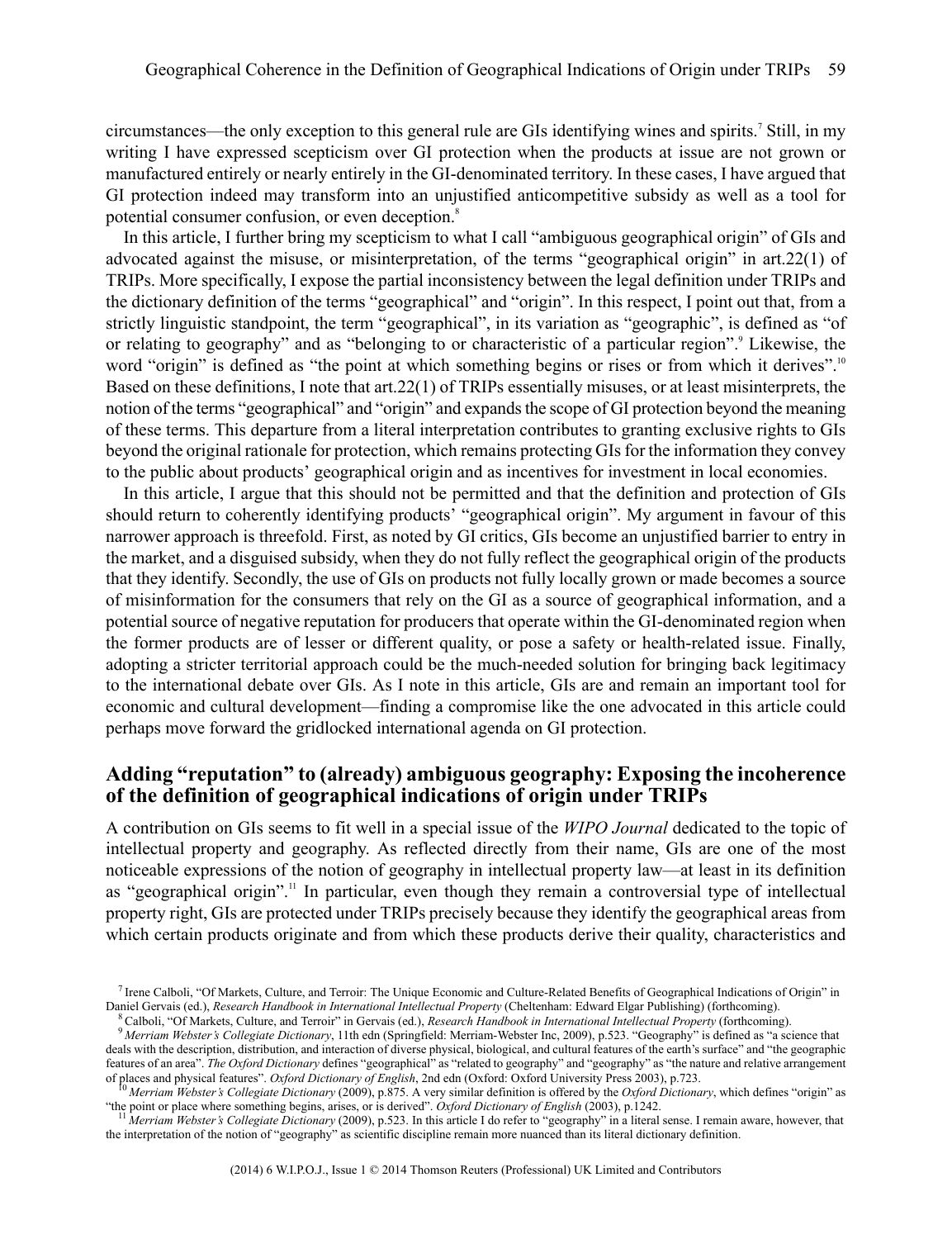circumstances—the only exception to this general rule are GIs identifying wines and spirits.[7] Still, in my writing I have expressed scepticism over GI protection when the products at issue are not grown or manufactured entirely or nearly entirely in the GI-denominated territory. In these cases, I have argued that GI protection indeed may transform into an unjustified anticompetitive subsidy as well as a tool for potential consumer confusion, or even deception.[8]

In this article, I further bring my scepticism to what I call "ambiguous geographical origin" of GIs and advocated against the misuse, or misinterpretation, of the terms "geographical origin" in art.22(1) of TRIPs. More specifically, I expose the partial inconsistency between the legal definition under TRIPs and the dictionary definition of the terms "geographical" and "origin". In this respect, I point out that, from a strictly linguistic standpoint, the term "geographical", in its variation as "geographic", is defined as "of or relating to geography" and as "belonging to or characteristic of a particular region".[9] Likewise, the word "origin" is defined as "the point at which something begins or rises or from which it derives".[10] Based on these definitions, I note that art.22(1) of TRIPs essentially misuses, or at least misinterprets, the notion of the terms "geographical" and "origin" and expands the scope of GI protection beyond the meaning of these terms. This departure from a literal interpretation contributes to granting exclusive rights to GIs beyond the original rationale for protection, which remains protecting GIs for the information they convey to the public about products' geographical origin and as incentives for investment in local economies.

In this article, I argue that this should not be permitted and that the definition and protection of GIs should return to coherently identifying products' "geographical origin". My argument in favour of this narrower approach is threefold. First, as noted by GI critics, GIs become an unjustified barrier to entry in the market, and a disguised subsidy, when they do not fully reflect the geographical origin of the products that they identify. Secondly, the use of GIs on products not fully locally grown or made becomes a source of misinformation for the consumers that rely on the GI as a source of geographical information, and a potential source of negative reputation for producers that operate within the GI-denominated region when the former products are of lesser or different quality, or pose a safety or health-related issue. Finally, adopting a stricter territorial approach could be the much-needed solution for bringing back legitimacy to the international debate over GIs. As I note in this article, GIs are and remain an important tool for economic and cultural development—finding a compromise like the one advocated in this article could perhaps move forward the gridlocked international agenda on GI protection.

## Adding "reputation" to (already) ambiguous geography: Exposing the incoherence of the definition of geographical indications of origin under TRIPs

A contribution on GIs seems to fit well in a special issue of the *WIPO Journal* dedicated to the topic of intellectual property and geography. As reflected directly from their name, GIs are one of the most noticeable expressions of the notion of geography in intellectual property law—at least in its definition as "geographical origin".[11] In particular, even though they remain a controversial type of intellectual property right, GIs are protected under TRIPs precisely because they identify the geographical areas from which certain products originate and from which these products derive their quality, characteristics and

---

[7] Irene Calboli, "Of Markets, Culture, and Terroir: The Unique Economic and Culture-Related Benefits of Geographical Indications of Origin" in Daniel Gervais (ed.), *Research Handbook in International Intellectual Property* (Cheltenham: Edward Elgar Publishing) (forthcoming).

[8] Calboli, "Of Markets, Culture, and Terroir" in Gervais (ed.), *Research Handbook in International Intellectual Property* (forthcoming).

[9] *Merriam Webster's Collegiate Dictionary*, 11th edn (Springfield: Merriam-Webster Inc, 2009), p.523. "Geography" is defined as "a science that deals with the description, distribution, and interaction of diverse physical, biological, and cultural features of the earth's surface" and "the geographic features of an area". *The Oxford Dictionary* defines "geographical" as "related to geography" and "geography" as "the nature and relative arrangement of places and physical features". *Oxford Dictionary of English*, 2nd edn (Oxford: Oxford University Press 2003), p.723.

[10] *Merriam Webster's Collegiate Dictionary* (2009), p.875. A very similar definition is offered by the *Oxford Dictionary*, which defines "origin" as "the point or place where something begins, arises, or is derived". *Oxford Dictionary of English* (2003), p.1242.

[11] *Merriam Webster's Collegiate Dictionary* (2009), p.523. In this article I do refer to "geography" in a literal sense. I remain aware, however, that the interpretation of the notion of "geography" as scientific discipline remain more nuanced than its literal dictionary definition.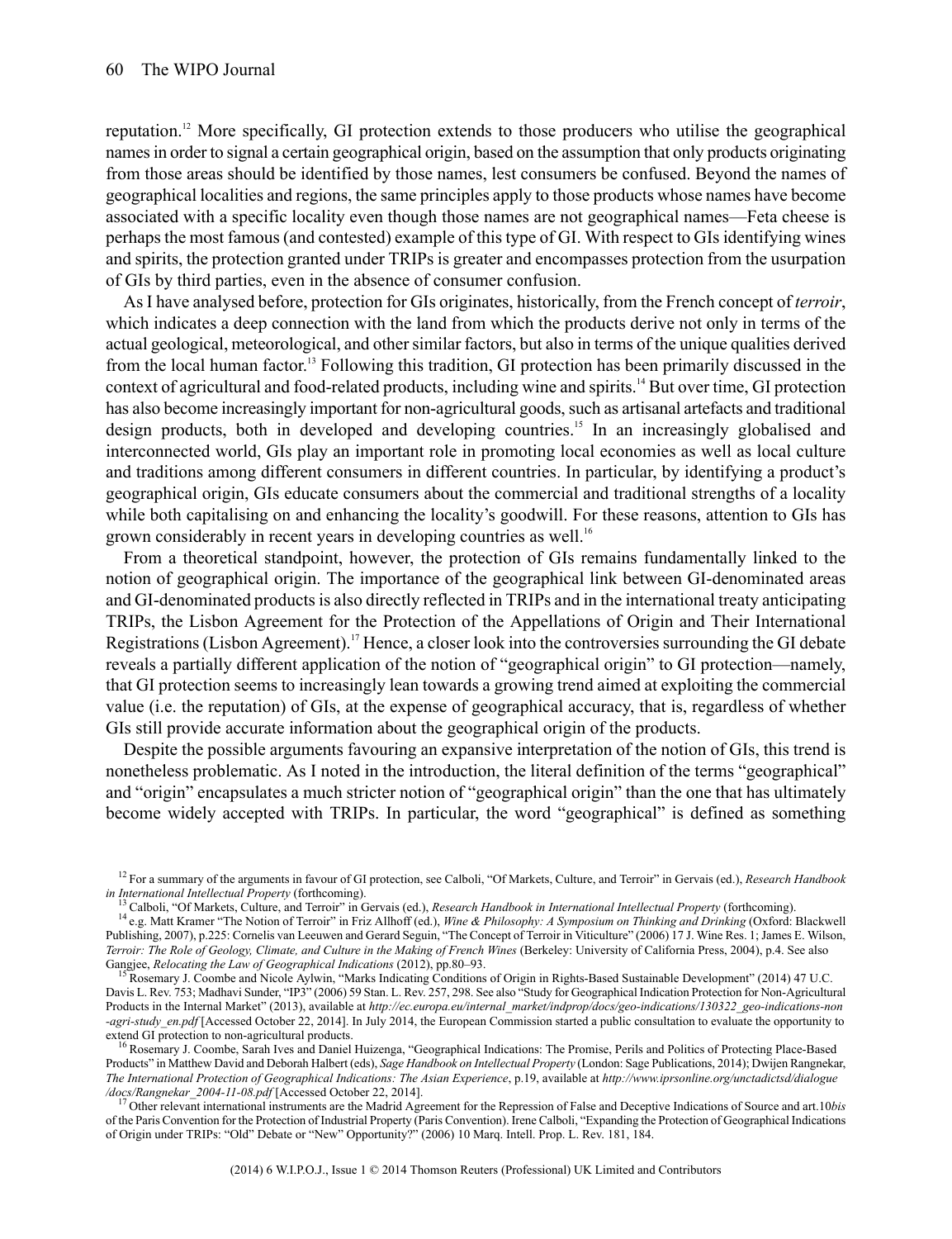reputation.[12] More specifically, GI protection extends to those producers who utilise the geographical names in order to signal a certain geographical origin, based on the assumption that only products originating from those areas should be identified by those names, lest consumers be confused. Beyond the names of geographical localities and regions, the same principles apply to those products whose names have become associated with a specific locality even though those names are not geographical names—Feta cheese is perhaps the most famous (and contested) example of this type of GI. With respect to GIs identifying wines and spirits, the protection granted under TRIPs is greater and encompasses protection from the usurpation of GIs by third parties, even in the absence of consumer confusion.

As I have analysed before, protection for GIs originates, historically, from the French concept of *terroir*, which indicates a deep connection with the land from which the products derive not only in terms of the actual geological, meteorological, and other similar factors, but also in terms of the unique qualities derived from the local human factor.[13] Following this tradition, GI protection has been primarily discussed in the context of agricultural and food-related products, including wine and spirits.[14] But over time, GI protection has also become increasingly important for non-agricultural goods, such as artisanal artefacts and traditional design products, both in developed and developing countries.[15] In an increasingly globalised and interconnected world, GIs play an important role in promoting local economies as well as local culture and traditions among different consumers in different countries. In particular, by identifying a product's geographical origin, GIs educate consumers about the commercial and traditional strengths of a locality while both capitalising on and enhancing the locality's goodwill. For these reasons, attention to GIs has grown considerably in recent years in developing countries as well.[16]

From a theoretical standpoint, however, the protection of GIs remains fundamentally linked to the notion of geographical origin. The importance of the geographical link between GI-denominated areas and GI-denominated products is also directly reflected in TRIPs and in the international treaty anticipating TRIPs, the Lisbon Agreement for the Protection of the Appellations of Origin and Their International Registrations (Lisbon Agreement).[17] Hence, a closer look into the controversies surrounding the GI debate reveals a partially different application of the notion of "geographical origin" to GI protection—namely, that GI protection seems to increasingly lean towards a growing trend aimed at exploiting the commercial value (i.e. the reputation) of GIs, at the expense of geographical accuracy, that is, regardless of whether GIs still provide accurate information about the geographical origin of the products.

Despite the possible arguments favouring an expansive interpretation of the notion of GIs, this trend is nonetheless problematic. As I noted in the introduction, the literal definition of the terms "geographical" and "origin" encapsulates a much stricter notion of "geographical origin" than the one that has ultimately become widely accepted with TRIPs. In particular, the word "geographical" is defined as something

---

[12] For a summary of the arguments in favour of GI protection, see Calboli, "Of Markets, Culture, and Terroir" in Gervais (ed.), *Research Handbook in International Intellectual Property* (forthcoming).

[13] Calboli, "Of Markets, Culture, and Terroir" in Gervais (ed.), *Research Handbook in International Intellectual Property* (forthcoming).

[14] e.g. Matt Kramer "The Notion of Terroir" in Friz Allhoff (ed.), *Wine & Philosophy: A Symposium on Thinking and Drinking* (Oxford: Blackwell Publishing, 2007), p.225: Cornelis van Leeuwen and Gerard Seguin, "The Concept of Terroir in Viticulture" (2006) 17 J. Wine Res. 1; James E. Wilson, *Terroir: The Role of Geology, Climate, and Culture in the Making of French Wines* (Berkeley: University of California Press, 2004), p.4. See also Gangjee, *Relocating the Law of Geographical Indications* (2012), pp.80–93.

[15] Rosemary J. Coombe and Nicole Aylwin, "Marks Indicating Conditions of Origin in Rights-Based Sustainable Development" (2014) 47 U.C. Davis L. Rev. 753; Madhavi Sunder, "IP3" (2006) 59 Stan. L. Rev. 257, 298. See also "Study for Geographical Indication Protection for Non-Agricultural Products in the Internal Market" (2013), available at *http://ec.europa.eu/internal_market/indprop/docs/geo-indications/130322_geo-indications-non-agri-study_en.pdf* [Accessed October 22, 2014]. In July 2014, the European Commission started a public consultation to evaluate the opportunity to extend GI protection to non-agricultural products.

[16] Rosemary J. Coombe, Sarah Ives and Daniel Huizenga, "Geographical Indications: The Promise, Perils and Politics of Protecting Place-Based Products" in Matthew David and Deborah Halbert (eds), *Sage Handbook on Intellectual Property* (London: Sage Publications, 2014); Dwijen Rangnekar, *The International Protection of Geographical Indications: The Asian Experience*, p.19, available at *http://www.iprsonline.org/unctadictsd/dialogue/docs/Rangnekar_2004-11-08.pdf* [Accessed October 22, 2014].

[17] Other relevant international instruments are the Madrid Agreement for the Repression of False and Deceptive Indications of Source and art.10*bis* of the Paris Convention for the Protection of Industrial Property (Paris Convention). Irene Calboli, "Expanding the Protection of Geographical Indications of Origin under TRIPs: "Old" Debate or "New" Opportunity?" (2006) 10 Marq. Intell. Prop. L. Rev. 181, 184.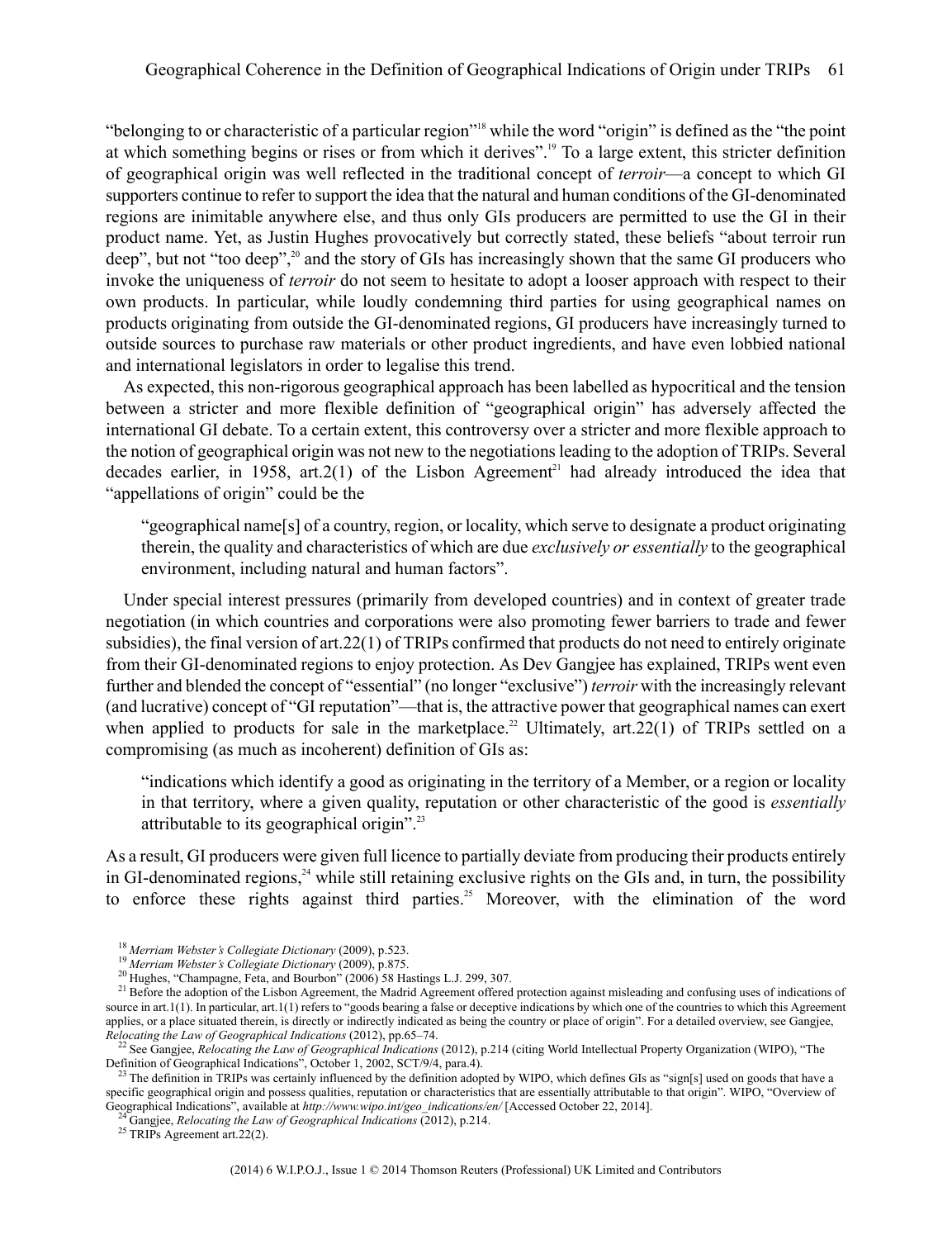"belonging to or characteristic of a particular region"[18] while the word "origin" is defined as the "the point at which something begins or rises or from which it derives".[19] To a large extent, this stricter definition of geographical origin was well reflected in the traditional concept of *terroir*—a concept to which GI supporters continue to refer to support the idea that the natural and human conditions of the GI-denominated regions are inimitable anywhere else, and thus only GIs producers are permitted to use the GI in their product name. Yet, as Justin Hughes provocatively but correctly stated, these beliefs "about terroir run deep", but not "too deep",[20] and the story of GIs has increasingly shown that the same GI producers who invoke the uniqueness of *terroir* do not seem to hesitate to adopt a looser approach with respect to their own products. In particular, while loudly condemning third parties for using geographical names on products originating from outside the GI-denominated regions, GI producers have increasingly turned to outside sources to purchase raw materials or other product ingredients, and have even lobbied national and international legislators in order to legalise this trend.

As expected, this non-rigorous geographical approach has been labelled as hypocritical and the tension between a stricter and more flexible definition of "geographical origin" has adversely affected the international GI debate. To a certain extent, this controversy over a stricter and more flexible approach to the notion of geographical origin was not new to the negotiations leading to the adoption of TRIPs. Several decades earlier, in 1958, art.2(1) of the Lisbon Agreement[21] had already introduced the idea that "appellations of origin" could be the

> "geographical name[s] of a country, region, or locality, which serve to designate a product originating therein, the quality and characteristics of which are due *exclusively or essentially* to the geographical environment, including natural and human factors".

Under special interest pressures (primarily from developed countries) and in context of greater trade negotiation (in which countries and corporations were also promoting fewer barriers to trade and fewer subsidies), the final version of art.22(1) of TRIPs confirmed that products do not need to entirely originate from their GI-denominated regions to enjoy protection. As Dev Gangjee has explained, TRIPs went even further and blended the concept of "essential" (no longer "exclusive") *terroir* with the increasingly relevant (and lucrative) concept of "GI reputation"—that is, the attractive power that geographical names can exert when applied to products for sale in the marketplace.[22] Ultimately, art.22(1) of TRIPs settled on a compromising (as much as incoherent) definition of GIs as:

> "indications which identify a good as originating in the territory of a Member, or a region or locality in that territory, where a given quality, reputation or other characteristic of the good is *essentially* attributable to its geographical origin".[23]

As a result, GI producers were given full licence to partially deviate from producing their products entirely in GI-denominated regions,[24] while still retaining exclusive rights on the GIs and, in turn, the possibility to enforce these rights against third parties.[25] Moreover, with the elimination of the word

---

[18] *Merriam Webster's Collegiate Dictionary* (2009), p.523.

[19] *Merriam Webster's Collegiate Dictionary* (2009), p.875.

[20] Hughes, "Champagne, Feta, and Bourbon" (2006) 58 Hastings L.J. 299, 307.

[21] Before the adoption of the Lisbon Agreement, the Madrid Agreement offered protection against misleading and confusing uses of indications of source in art.1(1). In particular, art.1(1) refers to "goods bearing a false or deceptive indications by which one of the countries to which this Agreement applies, or a place situated therein, is directly or indirectly indicated as being the country or place of origin". For a detailed overview, see Gangjee, *Relocating the Law of Geographical Indications* (2012), pp.65–74.

[22] See Gangjee, *Relocating the Law of Geographical Indications* (2012), p.214 (citing World Intellectual Property Organization (WIPO), "The Definition of Geographical Indications", October 1, 2002, SCT/9/4, para.4).

[23] The definition in TRIPs was certainly influenced by the definition adopted by WIPO, which defines GIs as "sign[s] used on goods that have a specific geographical origin and possess qualities, reputation or characteristics that are essentially attributable to that origin". WIPO, "Overview of Geographical Indications", available at *http://www.wipo.int/geo_indications/en/* [Accessed October 22, 2014].

[24] Gangjee, *Relocating the Law of Geographical Indications* (2012), p.214.

[25] TRIPs Agreement art.22(2).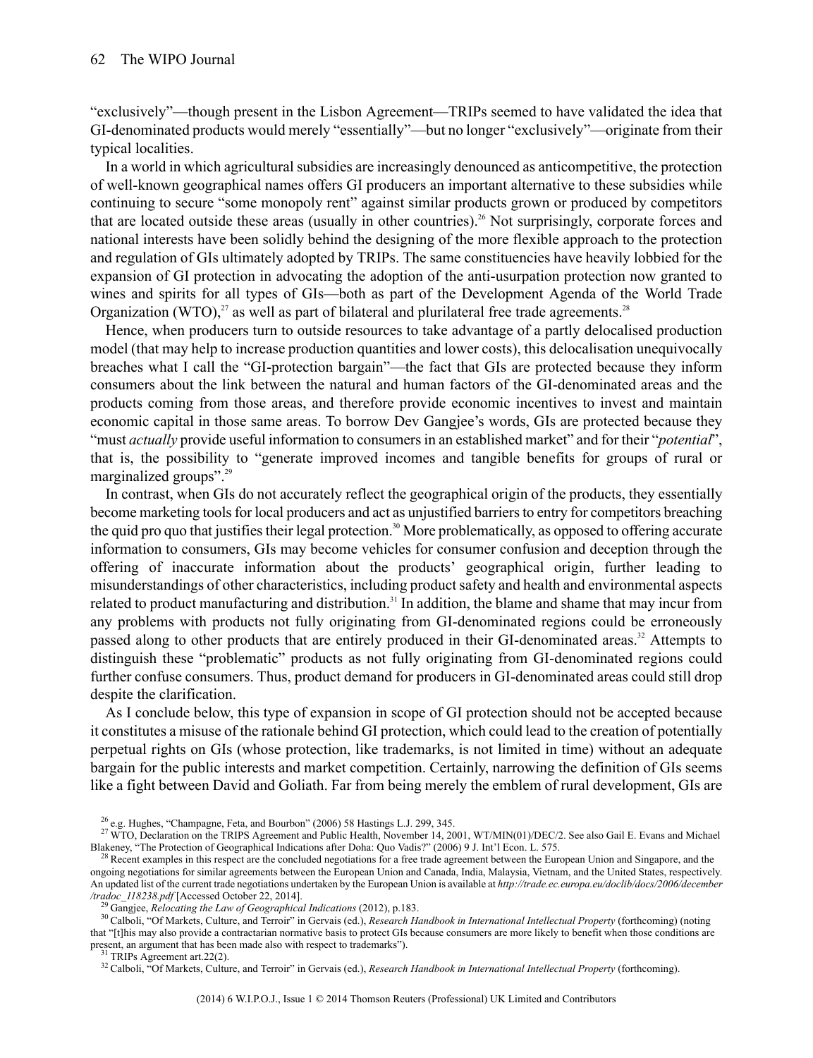"exclusively"—though present in the Lisbon Agreement—TRIPs seemed to have validated the idea that GI-denominated products would merely "essentially"—but no longer "exclusively"—originate from their typical localities.

In a world in which agricultural subsidies are increasingly denounced as anticompetitive, the protection of well-known geographical names offers GI producers an important alternative to these subsidies while continuing to secure "some monopoly rent" against similar products grown or produced by competitors that are located outside these areas (usually in other countries).[26] Not surprisingly, corporate forces and national interests have been solidly behind the designing of the more flexible approach to the protection and regulation of GIs ultimately adopted by TRIPs. The same constituencies have heavily lobbied for the expansion of GI protection in advocating the adoption of the anti-usurpation protection now granted to wines and spirits for all types of GIs—both as part of the Development Agenda of the World Trade Organization (WTO),[27] as well as part of bilateral and plurilateral free trade agreements.[28]

Hence, when producers turn to outside resources to take advantage of a partly delocalised production model (that may help to increase production quantities and lower costs), this delocalisation unequivocally breaches what I call the "GI-protection bargain"—the fact that GIs are protected because they inform consumers about the link between the natural and human factors of the GI-denominated areas and the products coming from those areas, and therefore provide economic incentives to invest and maintain economic capital in those same areas. To borrow Dev Gangjee's words, GIs are protected because they "must *actually* provide useful information to consumers in an established market" and for their "*potential*", that is, the possibility to "generate improved incomes and tangible benefits for groups of rural or marginalized groups".[29]

In contrast, when GIs do not accurately reflect the geographical origin of the products, they essentially become marketing tools for local producers and act as unjustified barriers to entry for competitors breaching the quid pro quo that justifies their legal protection.[30] More problematically, as opposed to offering accurate information to consumers, GIs may become vehicles for consumer confusion and deception through the offering of inaccurate information about the products' geographical origin, further leading to misunderstandings of other characteristics, including product safety and health and environmental aspects related to product manufacturing and distribution.[31] In addition, the blame and shame that may incur from any problems with products not fully originating from GI-denominated regions could be erroneously passed along to other products that are entirely produced in their GI-denominated areas.[32] Attempts to distinguish these "problematic" products as not fully originating from GI-denominated regions could further confuse consumers. Thus, product demand for producers in GI-denominated areas could still drop despite the clarification.

As I conclude below, this type of expansion in scope of GI protection should not be accepted because it constitutes a misuse of the rationale behind GI protection, which could lead to the creation of potentially perpetual rights on GIs (whose protection, like trademarks, is not limited in time) without an adequate bargain for the public interests and market competition. Certainly, narrowing the definition of GIs seems like a fight between David and Goliath. Far from being merely the emblem of rural development, GIs are

---

[26] e.g. Hughes, "Champagne, Feta, and Bourbon" (2006) 58 Hastings L.J. 299, 345.

[27] WTO, Declaration on the TRIPS Agreement and Public Health, November 14, 2001, WT/MIN(01)/DEC/2. See also Gail E. Evans and Michael Blakeney, "The Protection of Geographical Indications after Doha: Quo Vadis?" (2006) 9 J. Int'l Econ. L. 575.

[28] Recent examples in this respect are the concluded negotiations for a free trade agreement between the European Union and Singapore, and the ongoing negotiations for similar agreements between the European Union and Canada, India, Malaysia, Vietnam, and the United States, respectively. An updated list of the current trade negotiations undertaken by the European Union is available at *http://trade.ec.europa.eu/doclib/docs/2006/december/tradoc_118238.pdf* [Accessed October 22, 2014].

[29] Gangjee, *Relocating the Law of Geographical Indications* (2012), p.183.

[30] Calboli, "Of Markets, Culture, and Terroir" in Gervais (ed.), *Research Handbook in International Intellectual Property* (forthcoming) (noting that "[t]his may also provide a contractarian normative basis to protect GIs because consumers are more likely to benefit when those conditions are present, an argument that has been made also with respect to trademarks").

[31] TRIPs Agreement art.22(2).

[32] Calboli, "Of Markets, Culture, and Terroir" in Gervais (ed.), *Research Handbook in International Intellectual Property* (forthcoming).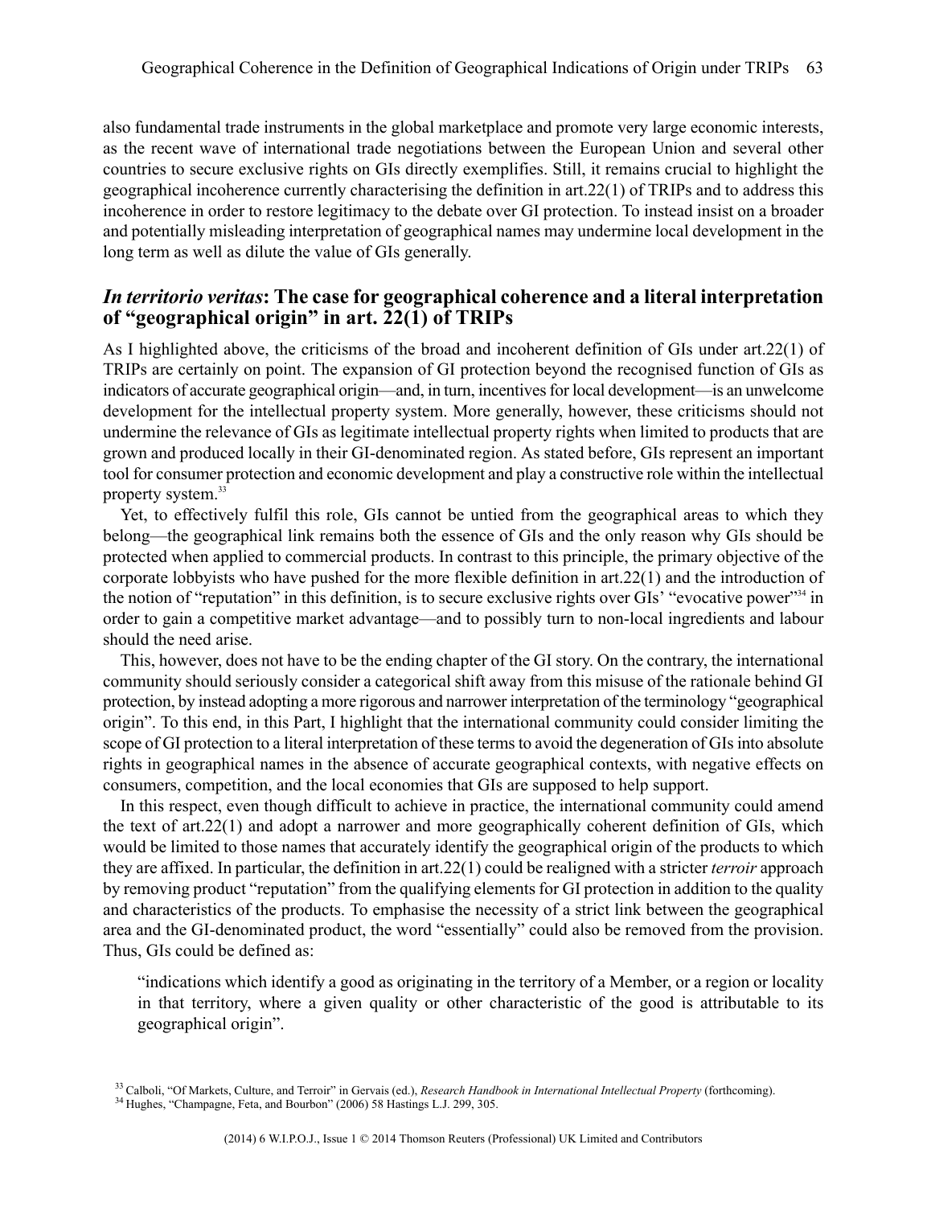also fundamental trade instruments in the global marketplace and promote very large economic interests, as the recent wave of international trade negotiations between the European Union and several other countries to secure exclusive rights on GIs directly exemplifies. Still, it remains crucial to highlight the geographical incoherence currently characterising the definition in art.22(1) of TRIPs and to address this incoherence in order to restore legitimacy to the debate over GI protection. To instead insist on a broader and potentially misleading interpretation of geographical names may undermine local development in the long term as well as dilute the value of GIs generally.

## *In territorio veritas*: The case for geographical coherence and a literal interpretation of "geographical origin" in art. 22(1) of TRIPs

As I highlighted above, the criticisms of the broad and incoherent definition of GIs under art.22(1) of TRIPs are certainly on point. The expansion of GI protection beyond the recognised function of GIs as indicators of accurate geographical origin—and, in turn, incentives for local development—is an unwelcome development for the intellectual property system. More generally, however, these criticisms should not undermine the relevance of GIs as legitimate intellectual property rights when limited to products that are grown and produced locally in their GI-denominated region. As stated before, GIs represent an important tool for consumer protection and economic development and play a constructive role within the intellectual property system.[33]

Yet, to effectively fulfil this role, GIs cannot be untied from the geographical areas to which they belong—the geographical link remains both the essence of GIs and the only reason why GIs should be protected when applied to commercial products. In contrast to this principle, the primary objective of the corporate lobbyists who have pushed for the more flexible definition in art.22(1) and the introduction of the notion of "reputation" in this definition, is to secure exclusive rights over GIs' "evocative power"[34] in order to gain a competitive market advantage—and to possibly turn to non-local ingredients and labour should the need arise.

This, however, does not have to be the ending chapter of the GI story. On the contrary, the international community should seriously consider a categorical shift away from this misuse of the rationale behind GI protection, by instead adopting a more rigorous and narrower interpretation of the terminology "geographical origin". To this end, in this Part, I highlight that the international community could consider limiting the scope of GI protection to a literal interpretation of these terms to avoid the degeneration of GIs into absolute rights in geographical names in the absence of accurate geographical contexts, with negative effects on consumers, competition, and the local economies that GIs are supposed to help support.

In this respect, even though difficult to achieve in practice, the international community could amend the text of art.22(1) and adopt a narrower and more geographically coherent definition of GIs, which would be limited to those names that accurately identify the geographical origin of the products to which they are affixed. In particular, the definition in art.22(1) could be realigned with a stricter *terroir* approach by removing product "reputation" from the qualifying elements for GI protection in addition to the quality and characteristics of the products. To emphasise the necessity of a strict link between the geographical area and the GI-denominated product, the word "essentially" could also be removed from the provision. Thus, GIs could be defined as:

> "indications which identify a good as originating in the territory of a Member, or a region or locality in that territory, where a given quality or other characteristic of the good is attributable to its geographical origin".

[33] Calboli, "Of Markets, Culture, and Terroir" in Gervais (ed.), *Research Handbook in International Intellectual Property* (forthcoming).

[34] Hughes, "Champagne, Feta, and Bourbon" (2006) 58 Hastings L.J. 299, 305.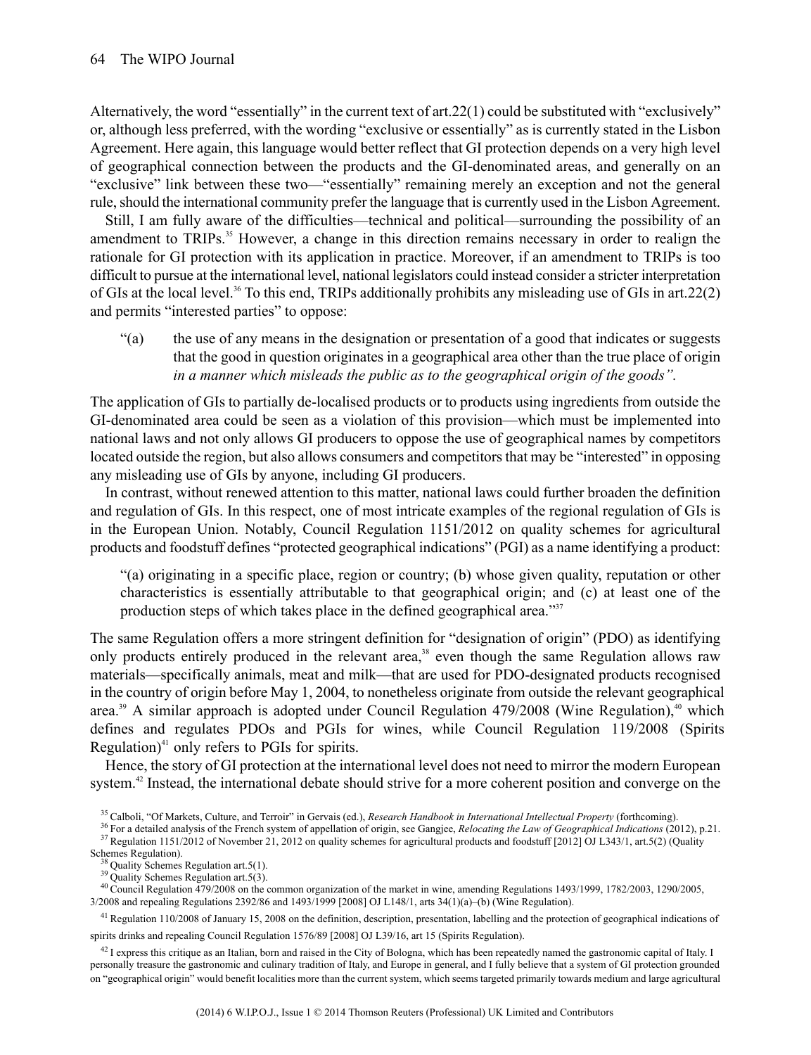Alternatively, the word "essentially" in the current text of art.22(1) could be substituted with "exclusively" or, although less preferred, with the wording "exclusive or essentially" as is currently stated in the Lisbon Agreement. Here again, this language would better reflect that GI protection depends on a very high level of geographical connection between the products and the GI-denominated areas, and generally on an "exclusive" link between these two—"essentially" remaining merely an exception and not the general rule, should the international community prefer the language that is currently used in the Lisbon Agreement.

Still, I am fully aware of the difficulties—technical and political—surrounding the possibility of an amendment to TRIPs.[35] However, a change in this direction remains necessary in order to realign the rationale for GI protection with its application in practice. Moreover, if an amendment to TRIPs is too difficult to pursue at the international level, national legislators could instead consider a stricter interpretation of GIs at the local level.[36] To this end, TRIPs additionally prohibits any misleading use of GIs in art.22(2) and permits "interested parties" to oppose:

> "(a) the use of any means in the designation or presentation of a good that indicates or suggests that the good in question originates in a geographical area other than the true place of origin *in a manner which misleads the public as to the geographical origin of the goods".*

The application of GIs to partially de-localised products or to products using ingredients from outside the GI-denominated area could be seen as a violation of this provision—which must be implemented into national laws and not only allows GI producers to oppose the use of geographical names by competitors located outside the region, but also allows consumers and competitors that may be "interested" in opposing any misleading use of GIs by anyone, including GI producers.

In contrast, without renewed attention to this matter, national laws could further broaden the definition and regulation of GIs. In this respect, one of most intricate examples of the regional regulation of GIs is in the European Union. Notably, Council Regulation 1151/2012 on quality schemes for agricultural products and foodstuff defines "protected geographical indications" (PGI) as a name identifying a product:

> "(a) originating in a specific place, region or country; (b) whose given quality, reputation or other characteristics is essentially attributable to that geographical origin; and (c) at least one of the production steps of which takes place in the defined geographical area."[37]

The same Regulation offers a more stringent definition for "designation of origin" (PDO) as identifying only products entirely produced in the relevant area,[38] even though the same Regulation allows raw materials—specifically animals, meat and milk—that are used for PDO-designated products recognised in the country of origin before May 1, 2004, to nonetheless originate from outside the relevant geographical area.[39] A similar approach is adopted under Council Regulation 479/2008 (Wine Regulation),[40] which defines and regulates PDOs and PGIs for wines, while Council Regulation 119/2008 (Spirits Regulation)[41] only refers to PGIs for spirits.

Hence, the story of GI protection at the international level does not need to mirror the modern European system.[42] Instead, the international debate should strive for a more coherent position and converge on the

---

[35] Calboli, "Of Markets, Culture, and Terroir" in Gervais (ed.), *Research Handbook in International Intellectual Property* (forthcoming).

[36] For a detailed analysis of the French system of appellation of origin, see Gangjee, *Relocating the Law of Geographical Indications* (2012), p.21.

[37] Regulation 1151/2012 of November 21, 2012 on quality schemes for agricultural products and foodstuff [2012] OJ L343/1, art.5(2) (Quality Schemes Regulation).

[38] Quality Schemes Regulation art.5(1).

[39] Quality Schemes Regulation art.5(3).

[40] Council Regulation 479/2008 on the common organization of the market in wine, amending Regulations 1493/1999, 1782/2003, 1290/2005, 3/2008 and repealing Regulations 2392/86 and 1493/1999 [2008] OJ L148/1, arts 34(1)(a)–(b) (Wine Regulation).

[41] Regulation 110/2008 of January 15, 2008 on the definition, description, presentation, labelling and the protection of geographical indications of spirits drinks and repealing Council Regulation 1576/89 [2008] OJ L39/16, art 15 (Spirits Regulation).

[42] I express this critique as an Italian, born and raised in the City of Bologna, which has been repeatedly named the gastronomic capital of Italy. I personally treasure the gastronomic and culinary tradition of Italy, and Europe in general, and I fully believe that a system of GI protection grounded on "geographical origin" would benefit localities more than the current system, which seems targeted primarily towards medium and large agricultural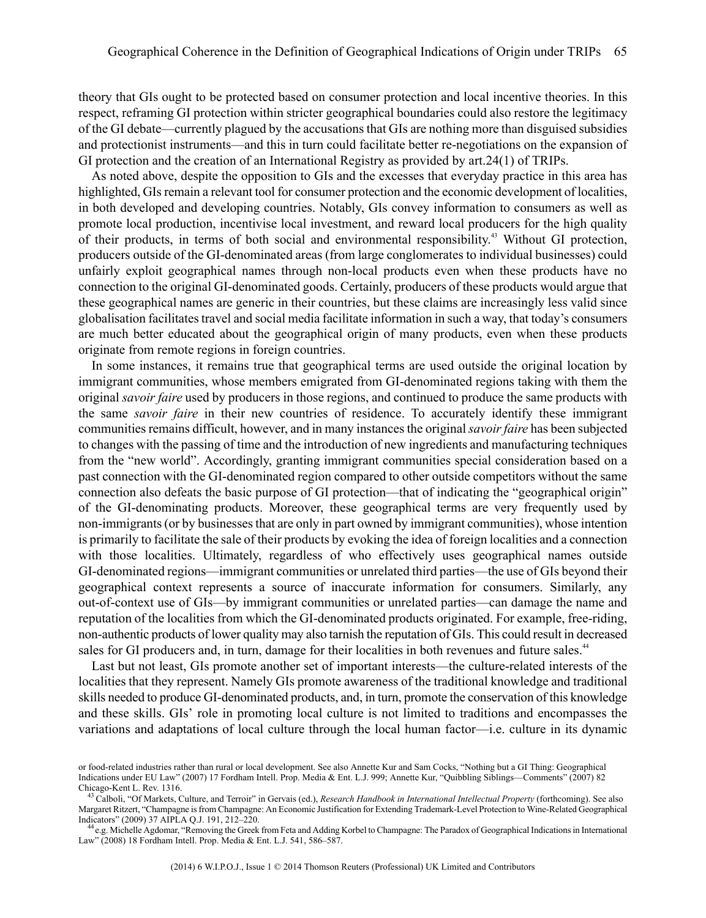theory that GIs ought to be protected based on consumer protection and local incentive theories. In this respect, reframing GI protection within stricter geographical boundaries could also restore the legitimacy of the GI debate—currently plagued by the accusations that GIs are nothing more than disguised subsidies and protectionist instruments—and this in turn could facilitate better re-negotiations on the expansion of GI protection and the creation of an International Registry as provided by art.24(1) of TRIPs.

As noted above, despite the opposition to GIs and the excesses that everyday practice in this area has highlighted, GIs remain a relevant tool for consumer protection and the economic development of localities, in both developed and developing countries. Notably, GIs convey information to consumers as well as promote local production, incentivise local investment, and reward local producers for the high quality of their products, in terms of both social and environmental responsibility.[43] Without GI protection, producers outside of the GI-denominated areas (from large conglomerates to individual businesses) could unfairly exploit geographical names through non-local products even when these products have no connection to the original GI-denominated goods. Certainly, producers of these products would argue that these geographical names are generic in their countries, but these claims are increasingly less valid since globalisation facilitates travel and social media facilitate information in such a way, that today's consumers are much better educated about the geographical origin of many products, even when these products originate from remote regions in foreign countries.

In some instances, it remains true that geographical terms are used outside the original location by immigrant communities, whose members emigrated from GI-denominated regions taking with them the original *savoir faire* used by producers in those regions, and continued to produce the same products with the same *savoir faire* in their new countries of residence. To accurately identify these immigrant communities remains difficult, however, and in many instances the original *savoir faire* has been subjected to changes with the passing of time and the introduction of new ingredients and manufacturing techniques from the "new world". Accordingly, granting immigrant communities special consideration based on a past connection with the GI-denominated region compared to other outside competitors without the same connection also defeats the basic purpose of GI protection—that of indicating the "geographical origin" of the GI-denominating products. Moreover, these geographical terms are very frequently used by non-immigrants (or by businesses that are only in part owned by immigrant communities), whose intention is primarily to facilitate the sale of their products by evoking the idea of foreign localities and a connection with those localities. Ultimately, regardless of who effectively uses geographical names outside GI-denominated regions—immigrant communities or unrelated third parties—the use of GIs beyond their geographical context represents a source of inaccurate information for consumers. Similarly, any out-of-context use of GIs—by immigrant communities or unrelated parties—can damage the name and reputation of the localities from which the GI-denominated products originated. For example, free-riding, non-authentic products of lower quality may also tarnish the reputation of GIs. This could result in decreased sales for GI producers and, in turn, damage for their localities in both revenues and future sales.[44]

Last but not least, GIs promote another set of important interests—the culture-related interests of the localities that they represent. Namely GIs promote awareness of the traditional knowledge and traditional skills needed to produce GI-denominated products, and, in turn, promote the conservation of this knowledge and these skills. GIs' role in promoting local culture is not limited to traditions and encompasses the variations and adaptations of local culture through the local human factor—i.e. culture in its dynamic

---

or food-related industries rather than rural or local development. See also Annette Kur and Sam Cocks, "Nothing but a GI Thing: Geographical Indications under EU Law" (2007) 17 Fordham Intell. Prop. Media & Ent. L.J. 999; Annette Kur, "Quibbling Siblings—Comments" (2007) 82 Chicago-Kent L. Rev. 1316.

[43] Calboli, "Of Markets, Culture, and Terroir" in Gervais (ed.), *Research Handbook in International Intellectual Property* (forthcoming). See also Margaret Ritzert, "Champagne is from Champagne: An Economic Justification for Extending Trademark-Level Protection to Wine-Related Geographical Indicators" (2009) 37 AIPLA Q.J. 191, 212–220.

[44] e.g. Michelle Agdomar, "Removing the Greek from Feta and Adding Korbel to Champagne: The Paradox of Geographical Indications in International Law" (2008) 18 Fordham Intell. Prop. Media & Ent. L.J. 541, 586–587.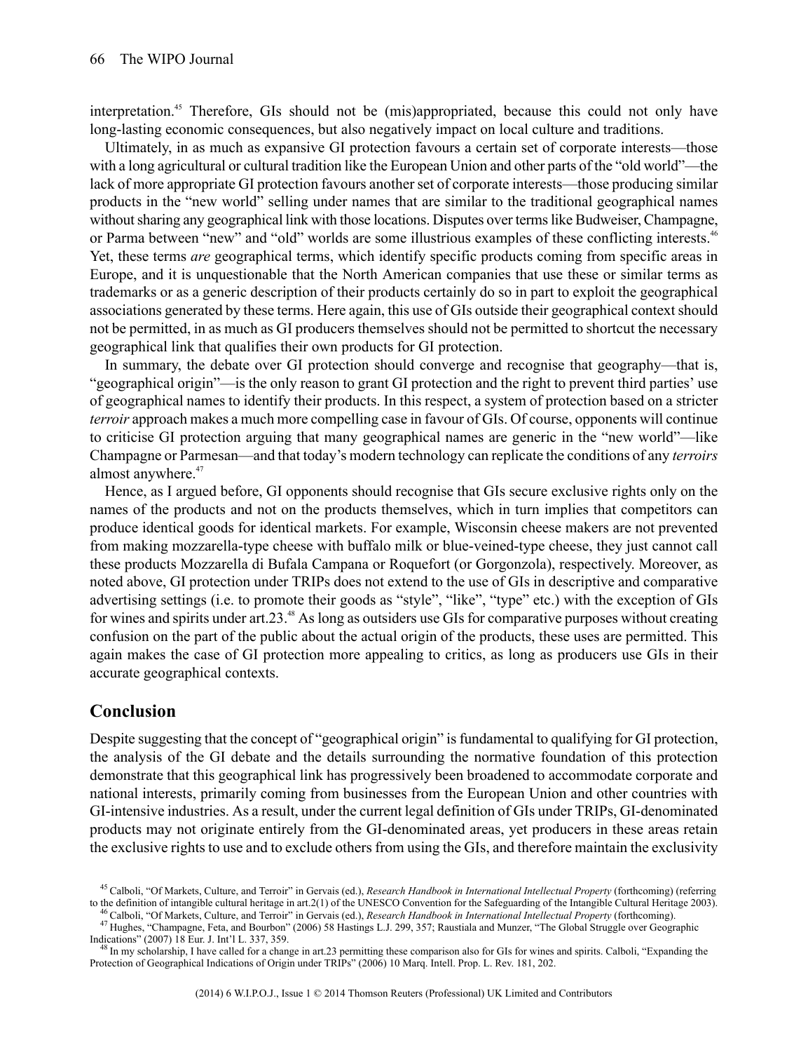interpretation.[45] Therefore, GIs should not be (mis)appropriated, because this could not only have long-lasting economic consequences, but also negatively impact on local culture and traditions.

Ultimately, in as much as expansive GI protection favours a certain set of corporate interests—those with a long agricultural or cultural tradition like the European Union and other parts of the "old world"—the lack of more appropriate GI protection favours another set of corporate interests—those producing similar products in the "new world" selling under names that are similar to the traditional geographical names without sharing any geographical link with those locations. Disputes over terms like Budweiser, Champagne, or Parma between "new" and "old" worlds are some illustrious examples of these conflicting interests.[46] Yet, these terms *are* geographical terms, which identify specific products coming from specific areas in Europe, and it is unquestionable that the North American companies that use these or similar terms as trademarks or as a generic description of their products certainly do so in part to exploit the geographical associations generated by these terms. Here again, this use of GIs outside their geographical context should not be permitted, in as much as GI producers themselves should not be permitted to shortcut the necessary geographical link that qualifies their own products for GI protection.

In summary, the debate over GI protection should converge and recognise that geography—that is, "geographical origin"—is the only reason to grant GI protection and the right to prevent third parties' use of geographical names to identify their products. In this respect, a system of protection based on a stricter *terroir* approach makes a much more compelling case in favour of GIs. Of course, opponents will continue to criticise GI protection arguing that many geographical names are generic in the "new world"—like Champagne or Parmesan—and that today's modern technology can replicate the conditions of any *terroirs* almost anywhere.[47]

Hence, as I argued before, GI opponents should recognise that GIs secure exclusive rights only on the names of the products and not on the products themselves, which in turn implies that competitors can produce identical goods for identical markets. For example, Wisconsin cheese makers are not prevented from making mozzarella-type cheese with buffalo milk or blue-veined-type cheese, they just cannot call these products Mozzarella di Bufala Campana or Roquefort (or Gorgonzola), respectively. Moreover, as noted above, GI protection under TRIPs does not extend to the use of GIs in descriptive and comparative advertising settings (i.e. to promote their goods as "style", "like", "type" etc.) with the exception of GIs for wines and spirits under art.23.[48] As long as outsiders use GIs for comparative purposes without creating confusion on the part of the public about the actual origin of the products, these uses are permitted. This again makes the case of GI protection more appealing to critics, as long as producers use GIs in their accurate geographical contexts.

## Conclusion

Despite suggesting that the concept of "geographical origin" is fundamental to qualifying for GI protection, the analysis of the GI debate and the details surrounding the normative foundation of this protection demonstrate that this geographical link has progressively been broadened to accommodate corporate and national interests, primarily coming from businesses from the European Union and other countries with GI-intensive industries. As a result, under the current legal definition of GIs under TRIPs, GI-denominated products may not originate entirely from the GI-denominated areas, yet producers in these areas retain the exclusive rights to use and to exclude others from using the GIs, and therefore maintain the exclusivity

---

[45] Calboli, "Of Markets, Culture, and Terroir" in Gervais (ed.), *Research Handbook in International Intellectual Property* (forthcoming) (referring to the definition of intangible cultural heritage in art.2(1) of the UNESCO Convention for the Safeguarding of the Intangible Cultural Heritage 2003).

[46] Calboli, "Of Markets, Culture, and Terroir" in Gervais (ed.), *Research Handbook in International Intellectual Property* (forthcoming).

[47] Hughes, "Champagne, Feta, and Bourbon" (2006) 58 Hastings L.J. 299, 357; Raustiala and Munzer, "The Global Struggle over Geographic Indications" (2007) 18 Eur. J. Int'l L. 337, 359.

[48] In my scholarship, I have called for a change in art.23 permitting these comparison also for GIs for wines and spirits. Calboli, "Expanding the Protection of Geographical Indications of Origin under TRIPs" (2006) 10 Marq. Intell. Prop. L. Rev. 181, 202.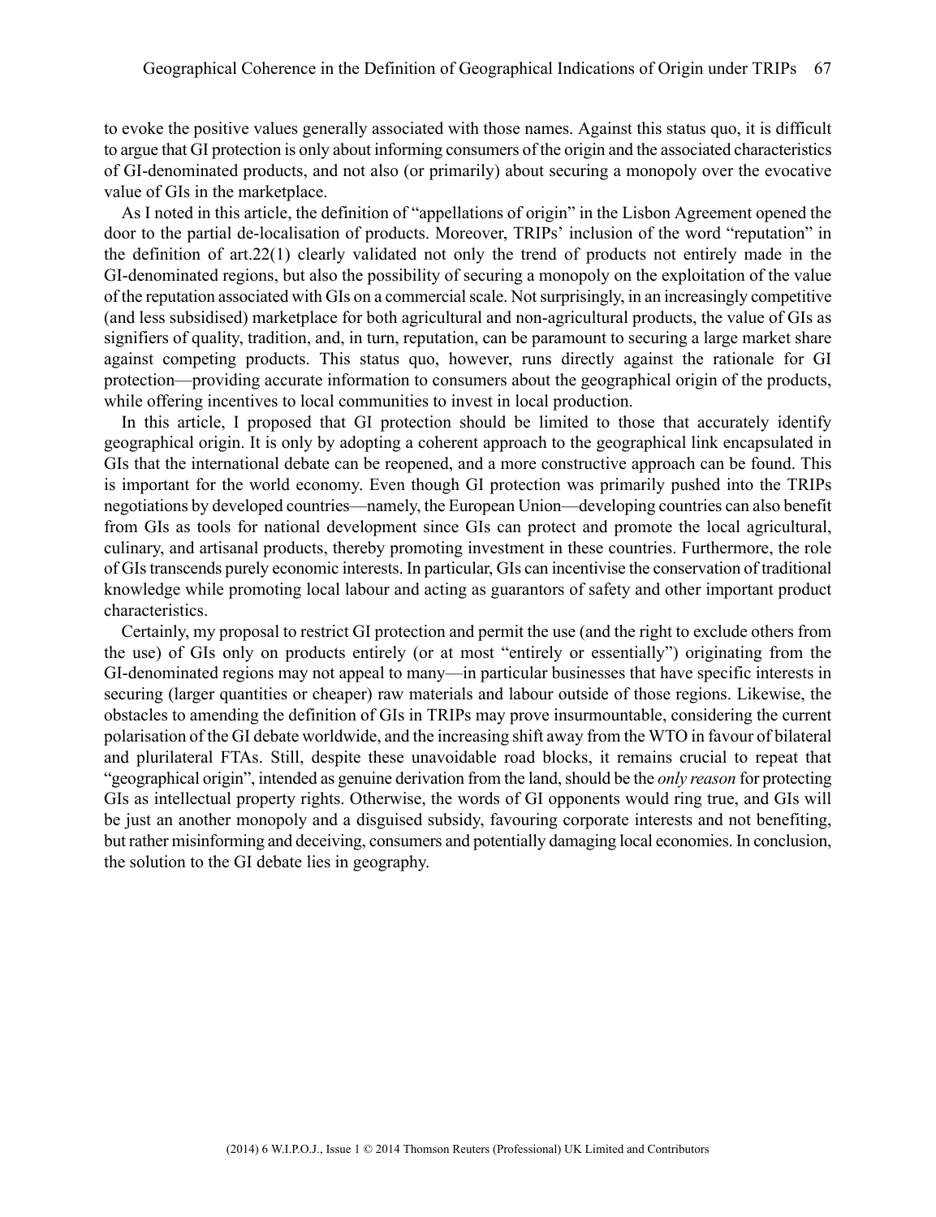to evoke the positive values generally associated with those names. Against this status quo, it is difficult to argue that GI protection is only about informing consumers of the origin and the associated characteristics of GI-denominated products, and not also (or primarily) about securing a monopoly over the evocative value of GIs in the marketplace.

As I noted in this article, the definition of "appellations of origin" in the Lisbon Agreement opened the door to the partial de-localisation of products. Moreover, TRIPs' inclusion of the word "reputation" in the definition of art.22(1) clearly validated not only the trend of products not entirely made in the GI-denominated regions, but also the possibility of securing a monopoly on the exploitation of the value of the reputation associated with GIs on a commercial scale. Not surprisingly, in an increasingly competitive (and less subsidised) marketplace for both agricultural and non-agricultural products, the value of GIs as signifiers of quality, tradition, and, in turn, reputation, can be paramount to securing a large market share against competing products. This status quo, however, runs directly against the rationale for GI protection—providing accurate information to consumers about the geographical origin of the products, while offering incentives to local communities to invest in local production.

In this article, I proposed that GI protection should be limited to those that accurately identify geographical origin. It is only by adopting a coherent approach to the geographical link encapsulated in GIs that the international debate can be reopened, and a more constructive approach can be found. This is important for the world economy. Even though GI protection was primarily pushed into the TRIPs negotiations by developed countries—namely, the European Union—developing countries can also benefit from GIs as tools for national development since GIs can protect and promote the local agricultural, culinary, and artisanal products, thereby promoting investment in these countries. Furthermore, the role of GIs transcends purely economic interests. In particular, GIs can incentivise the conservation of traditional knowledge while promoting local labour and acting as guarantors of safety and other important product characteristics.

Certainly, my proposal to restrict GI protection and permit the use (and the right to exclude others from the use) of GIs only on products entirely (or at most "entirely or essentially") originating from the GI-denominated regions may not appeal to many—in particular businesses that have specific interests in securing (larger quantities or cheaper) raw materials and labour outside of those regions. Likewise, the obstacles to amending the definition of GIs in TRIPs may prove insurmountable, considering the current polarisation of the GI debate worldwide, and the increasing shift away from the WTO in favour of bilateral and plurilateral FTAs. Still, despite these unavoidable road blocks, it remains crucial to repeat that "geographical origin", intended as genuine derivation from the land, should be the *only reason* for protecting GIs as intellectual property rights. Otherwise, the words of GI opponents would ring true, and GIs will be just an another monopoly and a disguised subsidy, favouring corporate interests and not benefiting, but rather misinforming and deceiving, consumers and potentially damaging local economies. In conclusion, the solution to the GI debate lies in geography.